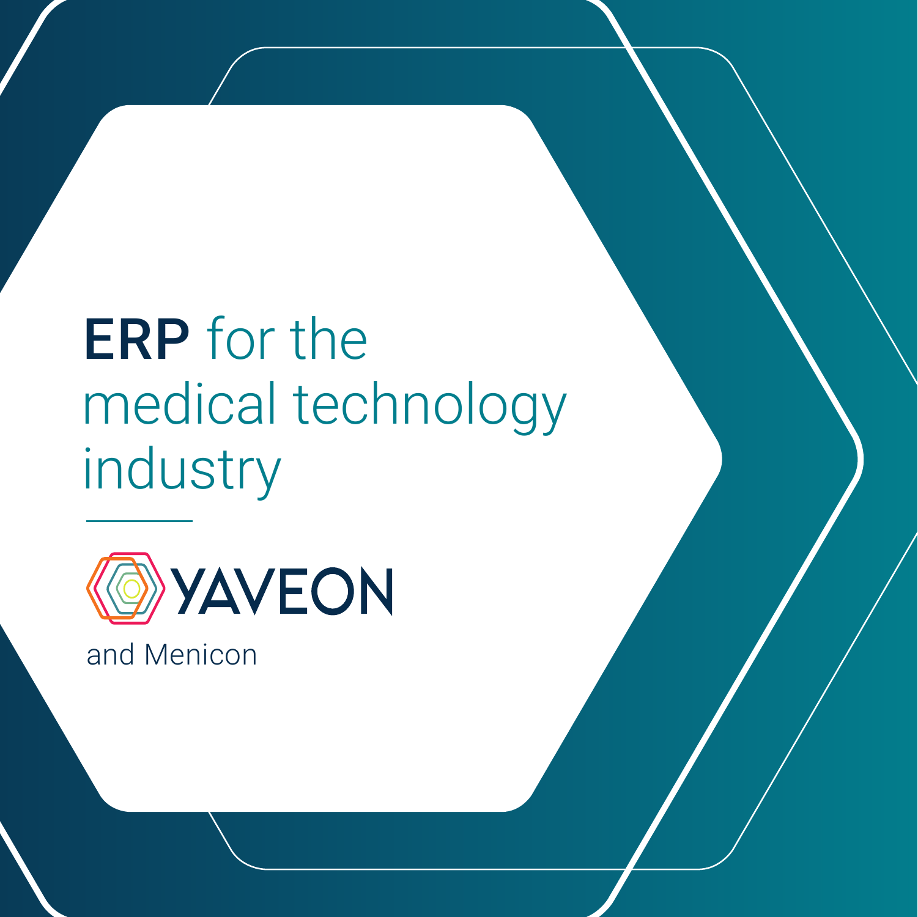# **ERP** for the medical technology industry

---

YAVEON

and Menicon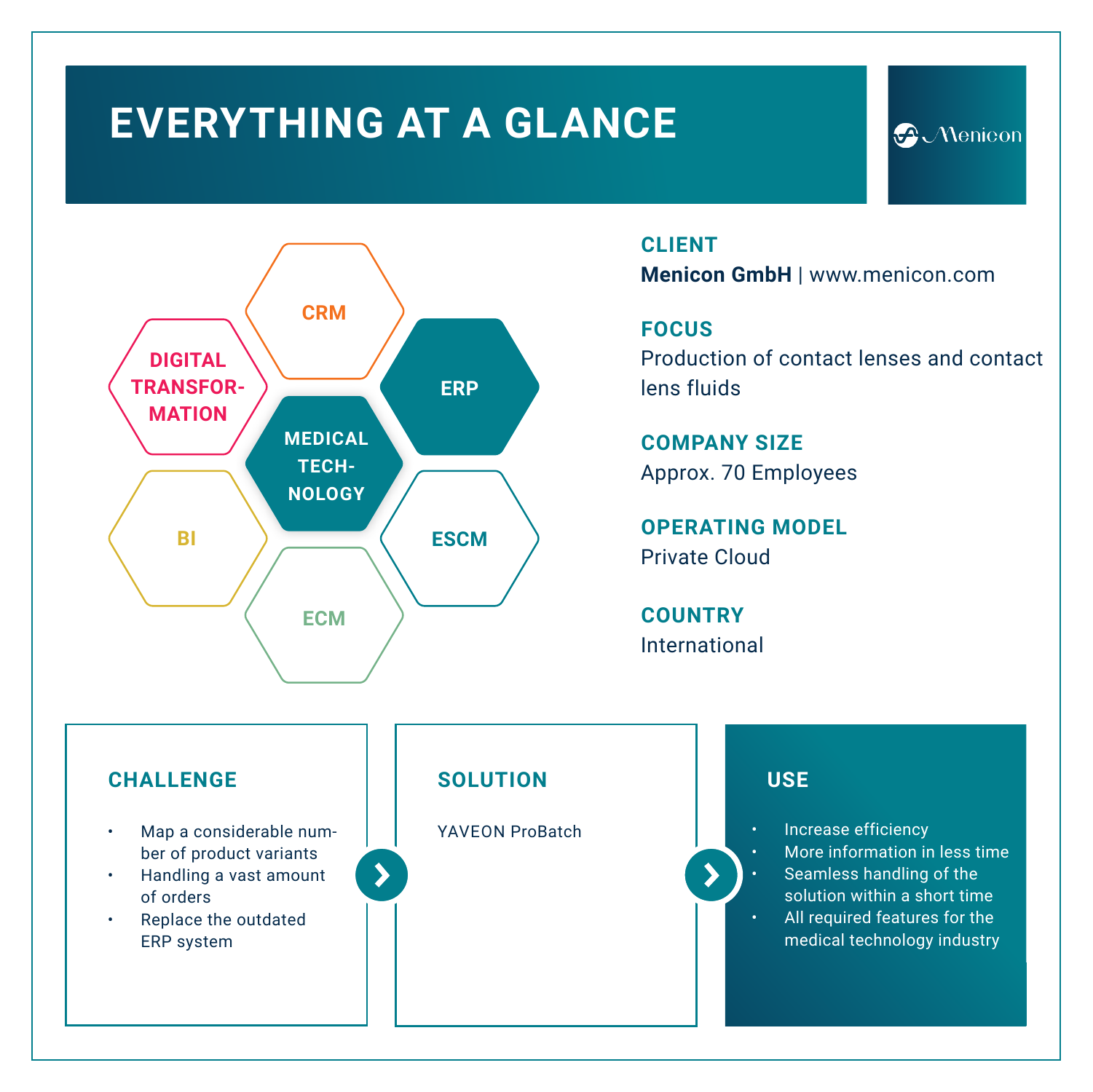# EVERYTHING AT A GLANCE

Menicon

CRM

DIGITAL TRANSFORMATION

ERP

MEDICAL TECHNOLOGY

BI

ESCM

ECM

## CLIENT

**Menicon GmbH** | www.menicon.com

## FOCUS

Production of contact lenses and contact lens fluids

## COMPANY SIZE

Approx. 70 Employees

## OPERATING MODEL

Private Cloud

## COUNTRY

International

## CHALLENGE

- Map a considerable number of product variants
- Handling a vast amount of orders
- Replace the outdated ERP system

## SOLUTION

YAVEON ProBatch

## USE

- Increase efficiency
- More information in less time
- Seamless handling of the solution within a short time
- All required features for the medical technology industry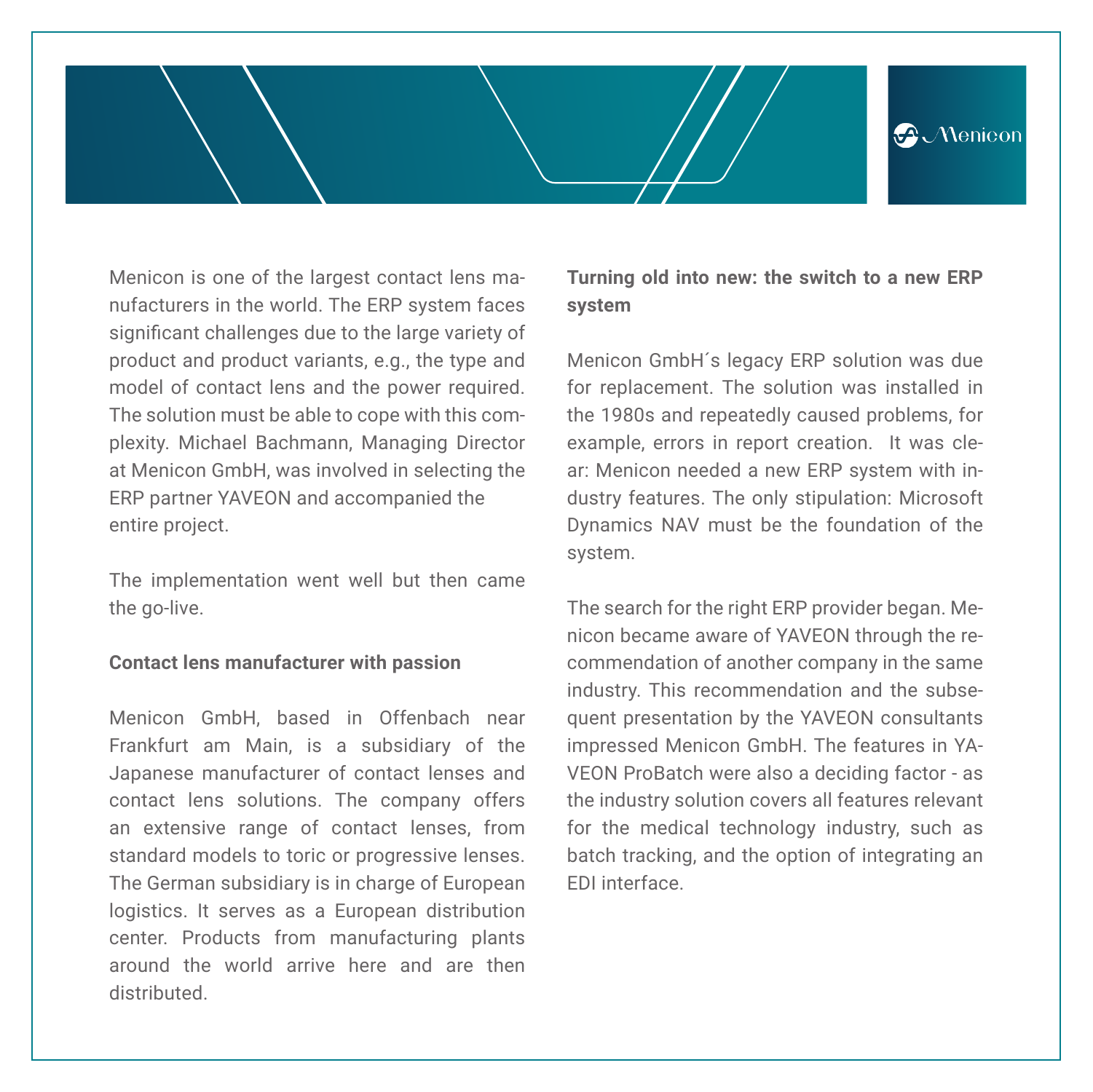Menicon is one of the largest contact lens manufacturers in the world. The ERP system faces significant challenges due to the large variety of product and product variants, e.g., the type and model of contact lens and the power required. The solution must be able to cope with this complexity. Michael Bachmann, Managing Director at Menicon GmbH, was involved in selecting the ERP partner YAVEON and accompanied the entire project.

The implementation went well but then came the go-live.

**Contact lens manufacturer with passion**

Menicon GmbH, based in Offenbach near Frankfurt am Main, is a subsidiary of the Japanese manufacturer of contact lenses and contact lens solutions. The company offers an extensive range of contact lenses, from standard models to toric or progressive lenses. The German subsidiary is in charge of European logistics. It serves as a European distribution center. Products from manufacturing plants around the world arrive here and are then distributed.

**Turning old into new: the switch to a new ERP system**

Menicon GmbH´s legacy ERP solution was due for replacement. The solution was installed in the 1980s and repeatedly caused problems, for example, errors in report creation. It was clear: Menicon needed a new ERP system with industry features. The only stipulation: Microsoft Dynamics NAV must be the foundation of the system.

The search for the right ERP provider began. Menicon became aware of YAVEON through the recommendation of another company in the same industry. This recommendation and the subsequent presentation by the YAVEON consultants impressed Menicon GmbH. The features in YAVEON ProBatch were also a deciding factor - as the industry solution covers all features relevant for the medical technology industry, such as batch tracking, and the option of integrating an EDI interface.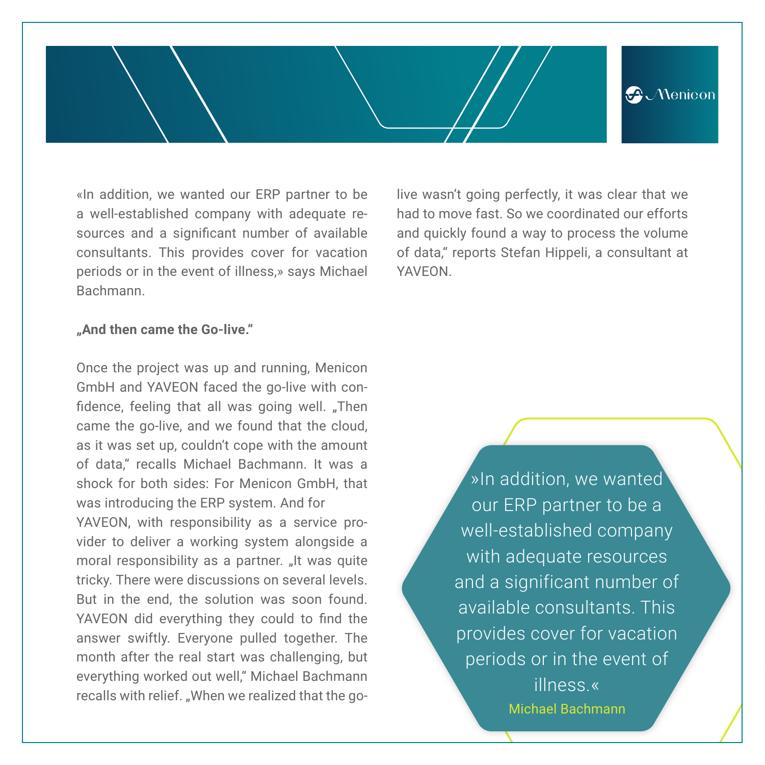«In addition, we wanted our ERP partner to be a well-established company with adequate resources and a significant number of available consultants. This provides cover for vacation periods or in the event of illness,» says Michael Bachmann.

**„And then came the Go-live."**

Once the project was up and running, Menicon GmbH and YAVEON faced the go-live with confidence, feeling that all was going well. „Then came the go-live, and we found that the cloud, as it was set up, couldn't cope with the amount of data," recalls Michael Bachmann. It was a shock for both sides: For Menicon GmbH, that was introducing the ERP system. And for YAVEON, with responsibility as a service provider to deliver a working system alongside a moral responsibility as a partner. „It was quite tricky. There were discussions on several levels. But in the end, the solution was soon found. YAVEON did everything they could to find the answer swiftly. Everyone pulled together. The month after the real start was challenging, but everything worked out well," Michael Bachmann recalls with relief. „When we realized that the go-live wasn't going perfectly, it was clear that we had to move fast. So we coordinated our efforts and quickly found a way to process the volume of data," reports Stefan Hippeli, a consultant at YAVEON.

> »In addition, we wanted our ERP partner to be a well-established company with adequate resources and a significant number of available consultants. This provides cover for vacation periods or in the event of illness.«
>
> Michael Bachmann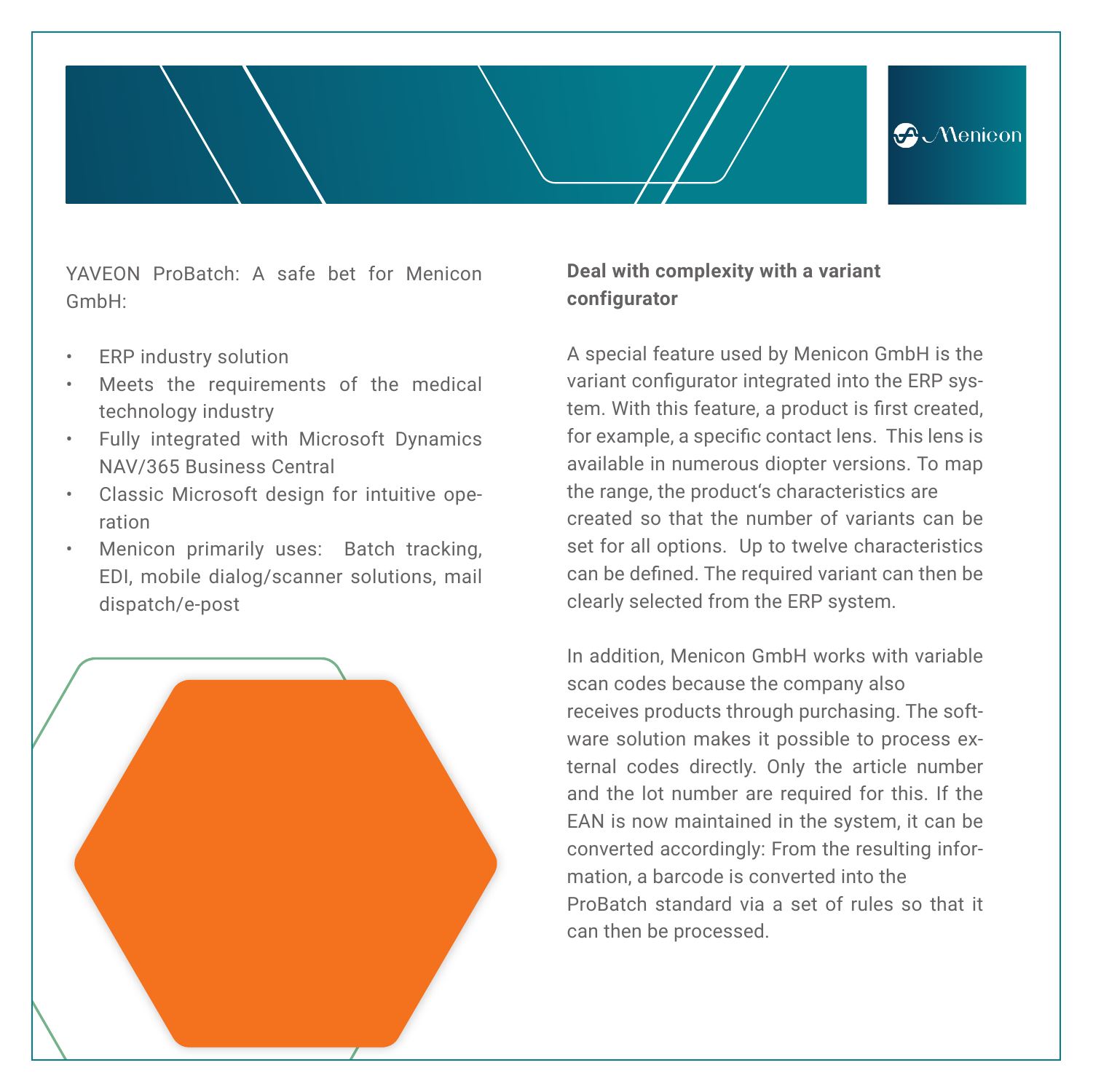YAVEON ProBatch: A safe bet for Menicon GmbH:

- ERP industry solution
- Meets the requirements of the medical technology industry
- Fully integrated with Microsoft Dynamics NAV/365 Business Central
- Classic Microsoft design for intuitive operation
- Menicon primarily uses: Batch tracking, EDI, mobile dialog/scanner solutions, mail dispatch/e-post

**Deal with complexity with a variant configurator**

A special feature used by Menicon GmbH is the variant configurator integrated into the ERP system. With this feature, a product is first created, for example, a specific contact lens. This lens is available in numerous diopter versions. To map the range, the product‘s characteristics are created so that the number of variants can be set for all options. Up to twelve characteristics can be defined. The required variant can then be clearly selected from the ERP system.

In addition, Menicon GmbH works with variable scan codes because the company also receives products through purchasing. The software solution makes it possible to process external codes directly. Only the article number and the lot number are required for this. If the EAN is now maintained in the system, it can be converted accordingly: From the resulting information, a barcode is converted into the ProBatch standard via a set of rules so that it can then be processed.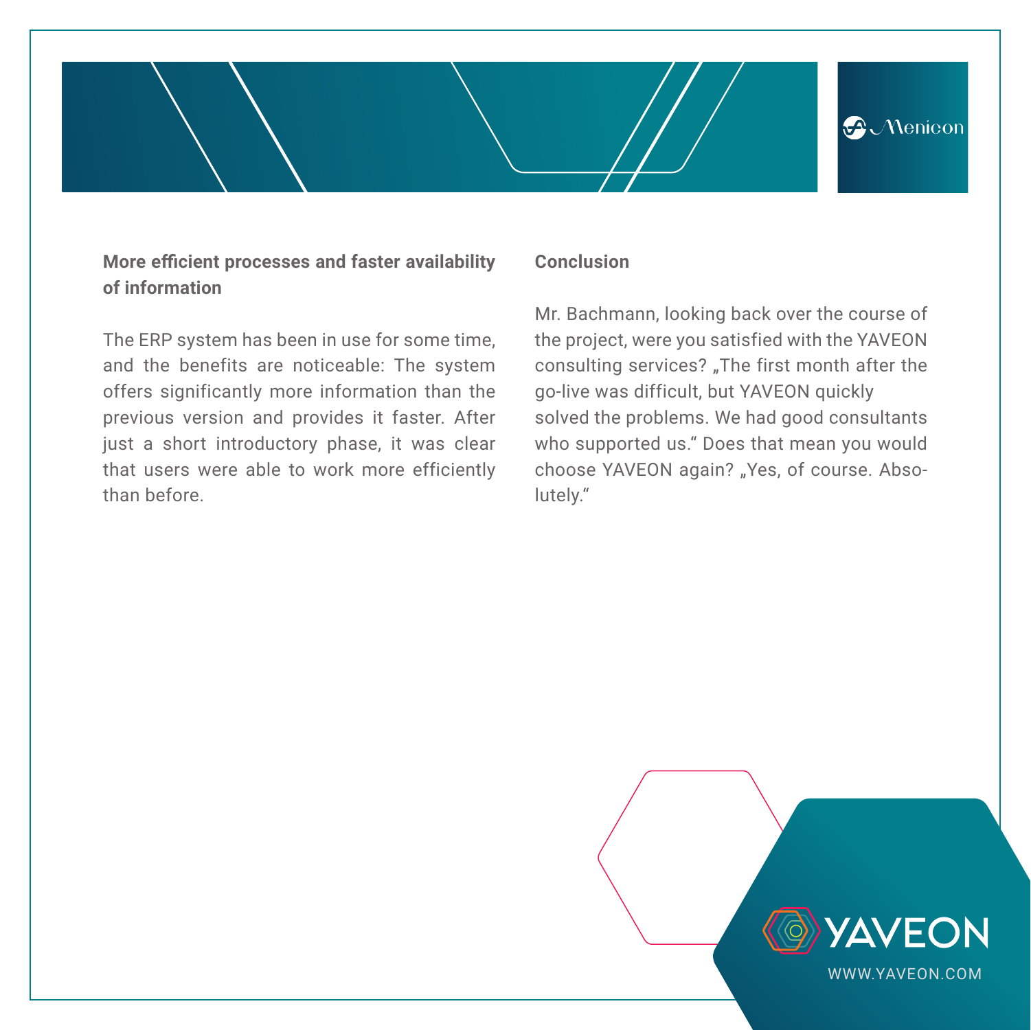## More efficient processes and faster availability of information

The ERP system has been in use for some time, and the benefits are noticeable: The system offers significantly more information than the previous version and provides it faster. After just a short introductory phase, it was clear that users were able to work more efficiently than before.

## Conclusion

Mr. Bachmann, looking back over the course of the project, were you satisfied with the YAVEON consulting services? „The first month after the go-live was difficult, but YAVEON quickly solved the problems. We had good consultants who supported us.“ Does that mean you would choose YAVEON again? „Yes, of course. Absolutely.“

YAVEON

WWW.YAVEON.COM